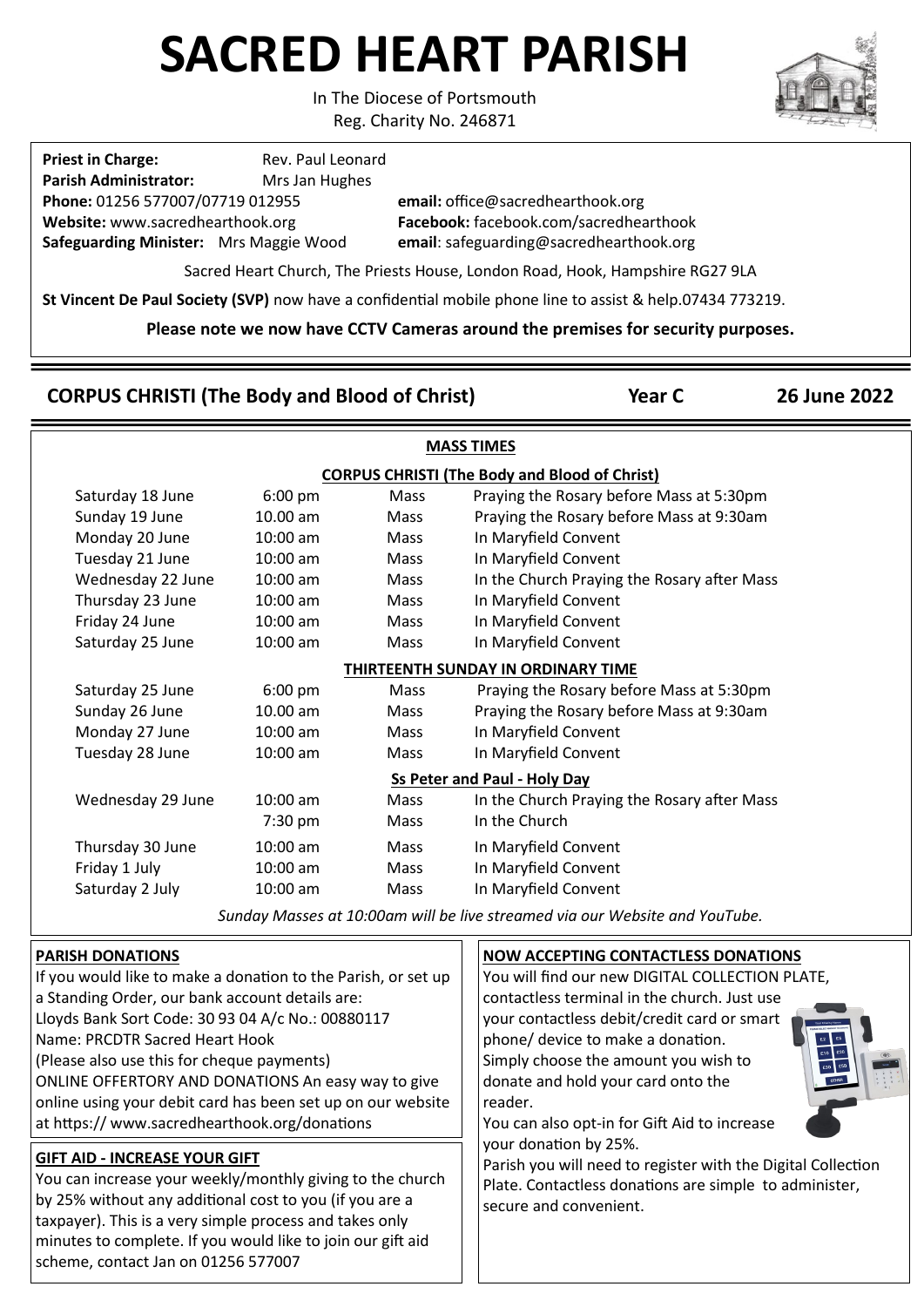# SACRED HEART PARISH

In The Diocese of Portsmouth
Reg. Charity No. 246871

**Priest in Charge:** Rev. Paul Leonard
**Parish Administrator:** Mrs Jan Hughes
**Phone:** 01256 577007/07719 012955
**Website:** www.sacredhearthook.org
**Safeguarding Minister:** Mrs Maggie Wood
**email:** office@sacredhearthook.org
**Facebook:** facebook.com/sacredhearthook
**email**: safeguarding@sacredhearthook.org

Sacred Heart Church, The Priests House, London Road, Hook, Hampshire RG27 9LA

**St Vincent De Paul Society (SVP)** now have a confidential mobile phone line to assist & help.07434 773219.

**Please note we now have CCTV Cameras around the premises for security purposes.**

## CORPUS CHRISTI (The Body and Blood of Christ) — Year C — 26 June 2022

### MASS TIMES

**CORPUS CHRISTI (The Body and Blood of Christ)**

| | | | |
|---|---|---|---|
| Saturday 18 June | 6:00 pm | Mass | Praying the Rosary before Mass at 5:30pm |
| Sunday 19 June | 10.00 am | Mass | Praying the Rosary before Mass at 9:30am |
| Monday 20 June | 10:00 am | Mass | In Maryfield Convent |
| Tuesday 21 June | 10:00 am | Mass | In Maryfield Convent |
| Wednesday 22 June | 10:00 am | Mass | In the Church Praying the Rosary after Mass |
| Thursday 23 June | 10:00 am | Mass | In Maryfield Convent |
| Friday 24 June | 10:00 am | Mass | In Maryfield Convent |
| Saturday 25 June | 10:00 am | Mass | In Maryfield Convent |

**THIRTEENTH SUNDAY IN ORDINARY TIME**

| | | | |
|---|---|---|---|
| Saturday 25 June | 6:00 pm | Mass | Praying the Rosary before Mass at 5:30pm |
| Sunday 26 June | 10.00 am | Mass | Praying the Rosary before Mass at 9:30am |
| Monday 27 June | 10:00 am | Mass | In Maryfield Convent |
| Tuesday 28 June | 10:00 am | Mass | In Maryfield Convent |

**Ss Peter and Paul - Holy Day**

| | | | |
|---|---|---|---|
| Wednesday 29 June | 10:00 am | Mass | In the Church Praying the Rosary after Mass |
| | 7:30 pm | Mass | In the Church |
| Thursday 30 June | 10:00 am | Mass | In Maryfield Convent |
| Friday 1 July | 10:00 am | Mass | In Maryfield Convent |
| Saturday 2 July | 10:00 am | Mass | In Maryfield Convent |

*Sunday Masses at 10:00am will be live streamed via our Website and YouTube.*

### PARISH DONATIONS

If you would like to make a donation to the Parish, or set up a Standing Order, our bank account details are:
Lloyds Bank Sort Code: 30 93 04 A/c No.: 00880117
Name: PRCDTR Sacred Heart Hook
(Please also use this for cheque payments)
ONLINE OFFERTORY AND DONATIONS An easy way to give online using your debit card has been set up on our website at https:// www.sacredhearthook.org/donations

### GIFT AID - INCREASE YOUR GIFT

You can increase your weekly/monthly giving to the church by 25% without any additional cost to you (if you are a taxpayer). This is a very simple process and takes only minutes to complete. If you would like to join our gift aid scheme, contact Jan on 01256 577007

### NOW ACCEPTING CONTACTLESS DONATIONS

You will find our new DIGITAL COLLECTION PLATE, contactless terminal in the church. Just use your contactless debit/credit card or smart phone/ device to make a donation. Simply choose the amount you wish to donate and hold your card onto the reader.
You can also opt-in for Gift Aid to increase your donation by 25%.
Parish you will need to register with the Digital Collection Plate. Contactless donations are simple to administer, secure and convenient.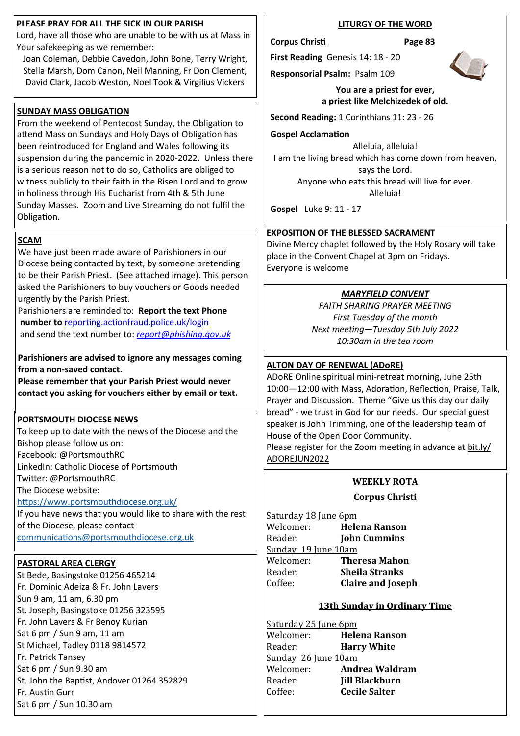## PLEASE PRAY FOR ALL THE SICK IN OUR PARISH

Lord, have all those who are unable to be with us at Mass in Your safekeeping as we remember:

Joan Coleman, Debbie Cavedon, John Bone, Terry Wright, Stella Marsh, Dom Canon, Neil Manning, Fr Don Clement, David Clark, Jacob Weston, Noel Took & Virgilius Vickers

## SUNDAY MASS OBLIGATION

From the weekend of Pentecost Sunday, the Obligation to attend Mass on Sundays and Holy Days of Obligation has been reintroduced for England and Wales following its suspension during the pandemic in 2020-2022. Unless there is a serious reason not to do so, Catholics are obliged to witness publicly to their faith in the Risen Lord and to grow in holiness through His Eucharist from 4th & 5th June Sunday Masses. Zoom and Live Streaming do not fulfil the Obligation.

## SCAM

We have just been made aware of Parishioners in our Diocese being contacted by text, by someone pretending to be their Parish Priest. (See attached image). This person asked the Parishioners to buy vouchers or Goods needed urgently by the Parish Priest.

Parishioners are reminded to: **Report the text Phone number to** reporting.actionfraud.police.uk/login and send the text number to: *report@phishing.gov.uk*

**Parishioners are advised to ignore any messages coming from a non-saved contact.**

**Please remember that your Parish Priest would never contact you asking for vouchers either by email or text.**

## PORTSMOUTH DIOCESE NEWS

To keep up to date with the news of the Diocese and the Bishop please follow us on:

Facebook: @PortsmouthRC

LinkedIn: Catholic Diocese of Portsmouth

Twitter: @PortsmouthRC

The Diocese website:

https://www.portsmouthdiocese.org.uk/

If you have news that you would like to share with the rest of the Diocese, please contact communications@portsmouthdiocese.org.uk

## PASTORAL AREA CLERGY

St Bede, Basingstoke 01256 465214
Fr. Dominic Adeiza & Fr. John Lavers
Sun 9 am, 11 am, 6.30 pm

St. Joseph, Basingstoke 01256 323595
Fr. John Lavers & Fr Benoy Kurian
Sat 6 pm / Sun 9 am, 11 am

St Michael, Tadley 0118 9814572
Fr. Patrick Tansey
Sat 6 pm / Sun 9.30 am

St. John the Baptist, Andover 01264 352829
Fr. Austin Gurr
Sat 6 pm / Sun 10.30 am

## LITURGY OF THE WORD

**Corpus Christi** **Page 83**

**First Reading** Genesis 14: 18 - 20

**Responsorial Psalm:** Psalm 109

**You are a priest for ever,**
**a priest like Melchizedek of old.**

**Second Reading:** 1 Corinthians 11: 23 - 26

**Gospel Acclamation**

Alleluia, alleluia!
I am the living bread which has come down from heaven, says the Lord.
Anyone who eats this bread will live for ever.
Alleluia!

**Gospel** Luke 9: 11 - 17

## EXPOSITION OF THE BLESSED SACRAMENT

Divine Mercy chaplet followed by the Holy Rosary will take place in the Convent Chapel at 3pm on Fridays.
Everyone is welcome

## *MARYFIELD CONVENT*

*FAITH SHARING PRAYER MEETING*
*First Tuesday of the month*
*Next meeting—Tuesday 5th July 2022*
*10:30am in the tea room*

## ALTON DAY OF RENEWAL (ADoRE)

ADoRE Online spiritual mini-retreat morning, June 25th 10:00—12:00 with Mass, Adoration, Reflection, Praise, Talk, Prayer and Discussion. Theme "Give us this day our daily bread" - we trust in God for our needs. Our special guest speaker is John Trimming, one of the leadership team of House of the Open Door Community.
Please register for the Zoom meeting in advance at bit.ly/ADOREJUN2022

## WEEKLY ROTA

### Corpus Christi

Saturday 18 June 6pm
Welcomer: **Helena Ranson**
Reader: **John Cummins**

Sunday 19 June 10am
Welcomer: **Theresa Mahon**
Reader: **Sheila Stranks**
Coffee: **Claire and Joseph**

### 13th Sunday in Ordinary Time

Saturday 25 June 6pm
Welcomer: **Helena Ranson**
Reader: **Harry White**

Sunday 26 June 10am
Welcomer: **Andrea Waldram**
Reader: **Jill Blackburn**
Coffee: **Cecile Salter**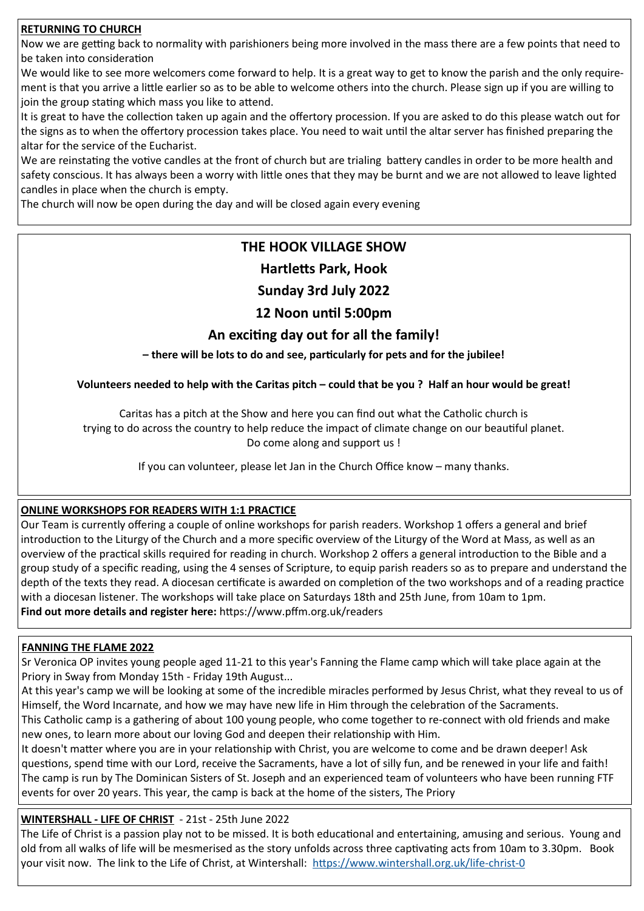## RETURNING TO CHURCH

Now we are getting back to normality with parishioners being more involved in the mass there are a few points that need to be taken into consideration

We would like to see more welcomers come forward to help. It is a great way to get to know the parish and the only requirement is that you arrive a little earlier so as to be able to welcome others into the church. Please sign up if you are willing to join the group stating which mass you like to attend.

It is great to have the collection taken up again and the offertory procession. If you are asked to do this please watch out for the signs as to when the offertory procession takes place. You need to wait until the altar server has finished preparing the altar for the service of the Eucharist.

We are reinstating the votive candles at the front of church but are trialing battery candles in order to be more health and safety conscious. It has always been a worry with little ones that they may be burnt and we are not allowed to leave lighted candles in place when the church is empty.

The church will now be open during the day and will be closed again every evening

## THE HOOK VILLAGE SHOW

**Hartletts Park, Hook**

**Sunday 3rd July 2022**

**12 Noon until 5:00pm**

**An exciting day out for all the family!**

**– there will be lots to do and see, particularly for pets and for the jubilee!**

**Volunteers needed to help with the Caritas pitch – could that be you ? Half an hour would be great!**

Caritas has a pitch at the Show and here you can find out what the Catholic church is trying to do across the country to help reduce the impact of climate change on our beautiful planet. Do come along and support us !

If you can volunteer, please let Jan in the Church Office know – many thanks.

## ONLINE WORKSHOPS FOR READERS WITH 1:1 PRACTICE

Our Team is currently offering a couple of online workshops for parish readers. Workshop 1 offers a general and brief introduction to the Liturgy of the Church and a more specific overview of the Liturgy of the Word at Mass, as well as an overview of the practical skills required for reading in church. Workshop 2 offers a general introduction to the Bible and a group study of a specific reading, using the 4 senses of Scripture, to equip parish readers so as to prepare and understand the depth of the texts they read. A diocesan certificate is awarded on completion of the two workshops and of a reading practice with a diocesan listener. The workshops will take place on Saturdays 18th and 25th June, from 10am to 1pm.

**Find out more details and register here:** https://www.pffm.org.uk/readers

## FANNING THE FLAME 2022

Sr Veronica OP invites young people aged 11-21 to this year's Fanning the Flame camp which will take place again at the Priory in Sway from Monday 15th - Friday 19th August...

At this year's camp we will be looking at some of the incredible miracles performed by Jesus Christ, what they reveal to us of Himself, the Word Incarnate, and how we may have new life in Him through the celebration of the Sacraments.

This Catholic camp is a gathering of about 100 young people, who come together to re-connect with old friends and make new ones, to learn more about our loving God and deepen their relationship with Him.

It doesn't matter where you are in your relationship with Christ, you are welcome to come and be drawn deeper! Ask questions, spend time with our Lord, receive the Sacraments, have a lot of silly fun, and be renewed in your life and faith!

The camp is run by The Dominican Sisters of St. Joseph and an experienced team of volunteers who have been running FTF events for over 20 years. This year, the camp is back at the home of the sisters, The Priory

## WINTERSHALL - LIFE OF CHRIST - 21st - 25th June 2022

The Life of Christ is a passion play not to be missed. It is both educational and entertaining, amusing and serious. Young and old from all walks of life will be mesmerised as the story unfolds across three captivating acts from 10am to 3.30pm. Book your visit now. The link to the Life of Christ, at Wintershall: https://www.wintershall.org.uk/life-christ-0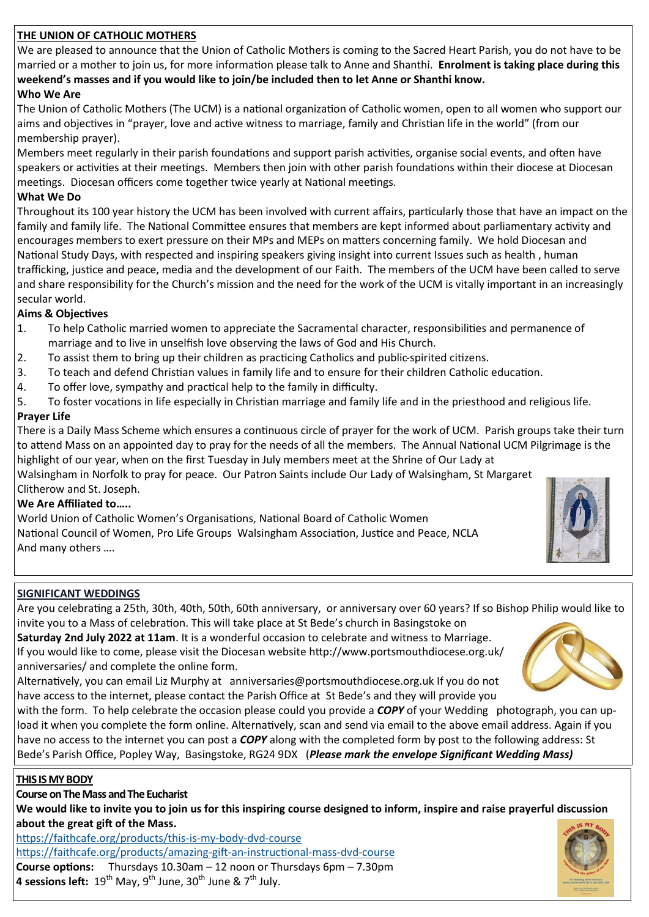## THE UNION OF CATHOLIC MOTHERS

We are pleased to announce that the Union of Catholic Mothers is coming to the Sacred Heart Parish, you do not have to be married or a mother to join us, for more information please talk to Anne and Shanthi. **Enrolment is taking place during this weekend's masses and if you would like to join/be included then to let Anne or Shanthi know.**

**Who We Are**

The Union of Catholic Mothers (The UCM) is a national organization of Catholic women, open to all women who support our aims and objectives in "prayer, love and active witness to marriage, family and Christian life in the world" (from our membership prayer).

Members meet regularly in their parish foundations and support parish activities, organise social events, and often have speakers or activities at their meetings. Members then join with other parish foundations within their diocese at Diocesan meetings. Diocesan officers come together twice yearly at National meetings.

**What We Do**

Throughout its 100 year history the UCM has been involved with current affairs, particularly those that have an impact on the family and family life. The National Committee ensures that members are kept informed about parliamentary activity and encourages members to exert pressure on their MPs and MEPs on matters concerning family. We hold Diocesan and National Study Days, with respected and inspiring speakers giving insight into current Issues such as health , human trafficking, justice and peace, media and the development of our Faith. The members of the UCM have been called to serve and share responsibility for the Church's mission and the need for the work of the UCM is vitally important in an increasingly secular world.

**Aims & Objectives**

1. To help Catholic married women to appreciate the Sacramental character, responsibilities and permanence of marriage and to live in unselfish love observing the laws of God and His Church.
2. To assist them to bring up their children as practicing Catholics and public-spirited citizens.
3. To teach and defend Christian values in family life and to ensure for their children Catholic education.
4. To offer love, sympathy and practical help to the family in difficulty.
5. To foster vocations in life especially in Christian marriage and family life and in the priesthood and religious life.

**Prayer Life**

There is a Daily Mass Scheme which ensures a continuous circle of prayer for the work of UCM. Parish groups take their turn to attend Mass on an appointed day to pray for the needs of all the members. The Annual National UCM Pilgrimage is the highlight of our year, when on the first Tuesday in July members meet at the Shrine of Our Lady at Walsingham in Norfolk to pray for peace. Our Patron Saints include Our Lady of Walsingham, St Margaret Clitherow and St. Joseph.

**We Are Affiliated to…..**

World Union of Catholic Women's Organisations, National Board of Catholic Women
National Council of Women, Pro Life Groups Walsingham Association, Justice and Peace, NCLA
And many others ….

## SIGNIFICANT WEDDINGS

Are you celebrating a 25th, 30th, 40th, 50th, 60th anniversary, or anniversary over 60 years? If so Bishop Philip would like to invite you to a Mass of celebration. This will take place at St Bede's church in Basingstoke on **Saturday 2nd July 2022 at 11am**. It is a wonderful occasion to celebrate and witness to Marriage. If you would like to come, please visit the Diocesan website http://www.portsmouthdiocese.org.uk/anniversaries/ and complete the online form.

Alternatively, you can email Liz Murphy at anniversaries@portsmouthdiocese.org.uk If you do not have access to the internet, please contact the Parish Office at St Bede's and they will provide you with the form. To help celebrate the occasion please could you provide a ***COPY*** of your Wedding photograph, you can upload it when you complete the form online. Alternatively, scan and send via email to the above email address. Again if you have no access to the internet you can post a ***COPY*** along with the completed form by post to the following address: St Bede's Parish Office, Popley Way, Basingstoke, RG24 9DX (***Please mark the envelope Significant Wedding Mass)***

## THIS IS MY BODY

**Course on The Mass and The Eucharist**

**We would like to invite you to join us for this inspiring course designed to inform, inspire and raise prayerful discussion about the great gift of the Mass.**

https://faithcafe.org/products/this-is-my-body-dvd-course
https://faithcafe.org/products/amazing-gift-an-instructional-mass-dvd-course

**Course options:** Thursdays 10.30am – 12 noon or Thursdays 6pm – 7.30pm
**4 sessions left:** 19th May, 9th June, 30th June & 7th July.